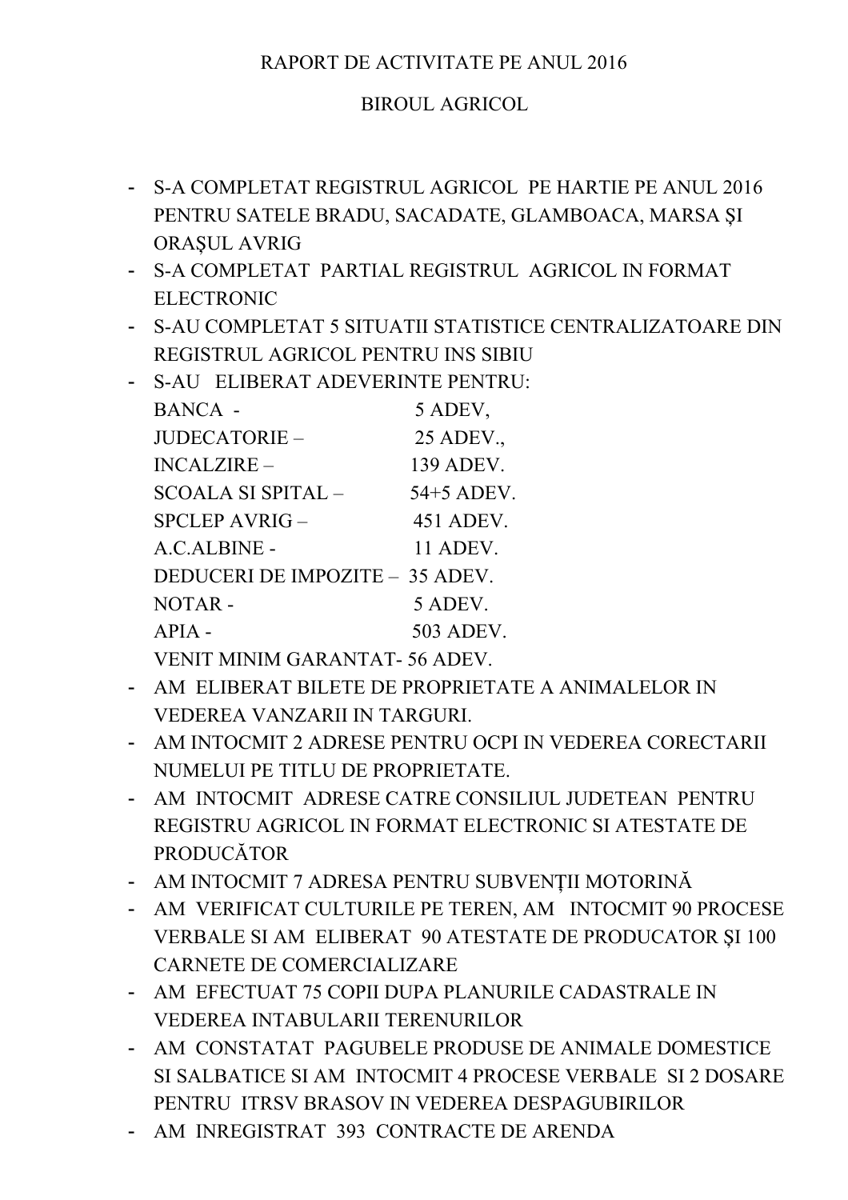RAPORT DE ACTIVITATE PE ANUL 2016

BIROUL AGRICOL

- S-A COMPLETAT REGISTRUL AGRICOL PE HARTIE PE ANUL 2016 PENTRU SATELE BRADU, SACADATE, GLAMBOACA, MARSA ȘI ORAŞUL AVRIG
- S-A COMPLETAT PARTIAL REGISTRUL AGRICOL IN FORMAT ELECTRONIC
- S-AU COMPLETAT 5 SITUATII STATISTICE CENTRALIZATOARE DIN REGISTRUL AGRICOL PENTRU INS SIBIU
- S-AU ELIBERAT ADEVERINTE PENTRU:
  BANCA - 5 ADEV,
  JUDECATORIE – 25 ADEV.,
  INCALZIRE – 139 ADEV.
  SCOALA SI SPITAL – 54+5 ADEV.
  SPCLEP AVRIG – 451 ADEV.
  A.C.ALBINE - 11 ADEV.
  DEDUCERI DE IMPOZITE – 35 ADEV.
  NOTAR - 5 ADEV.
  APIA - 503 ADEV.
  VENIT MINIM GARANTAT- 56 ADEV.
- AM ELIBERAT BILETE DE PROPRIETATE A ANIMALELOR IN VEDEREA VANZARII IN TARGURI.
- AM INTOCMIT 2 ADRESE PENTRU OCPI IN VEDEREA CORECTARII NUMELUI PE TITLU DE PROPRIETATE.
- AM INTOCMIT ADRESE CATRE CONSILIUL JUDETEAN PENTRU REGISTRU AGRICOL IN FORMAT ELECTRONIC SI ATESTATE DE PRODUCĂTOR
- AM INTOCMIT 7 ADRESA PENTRU SUBVENȚII MOTORINĂ
- AM VERIFICAT CULTURILE PE TEREN, AM INTOCMIT 90 PROCESE VERBALE SI AM ELIBERAT 90 ATESTATE DE PRODUCATOR ŞI 100 CARNETE DE COMERCIALIZARE
- AM EFECTUAT 75 COPII DUPA PLANURILE CADASTRALE IN VEDEREA INTABULARII TERENURILOR
- AM CONSTATAT PAGUBELE PRODUSE DE ANIMALE DOMESTICE SI SALBATICE SI AM INTOCMIT 4 PROCESE VERBALE SI 2 DOSARE PENTRU ITRSV BRASOV IN VEDEREA DESPAGUBIRILOR
- AM INREGISTRAT 393 CONTRACTE DE ARENDA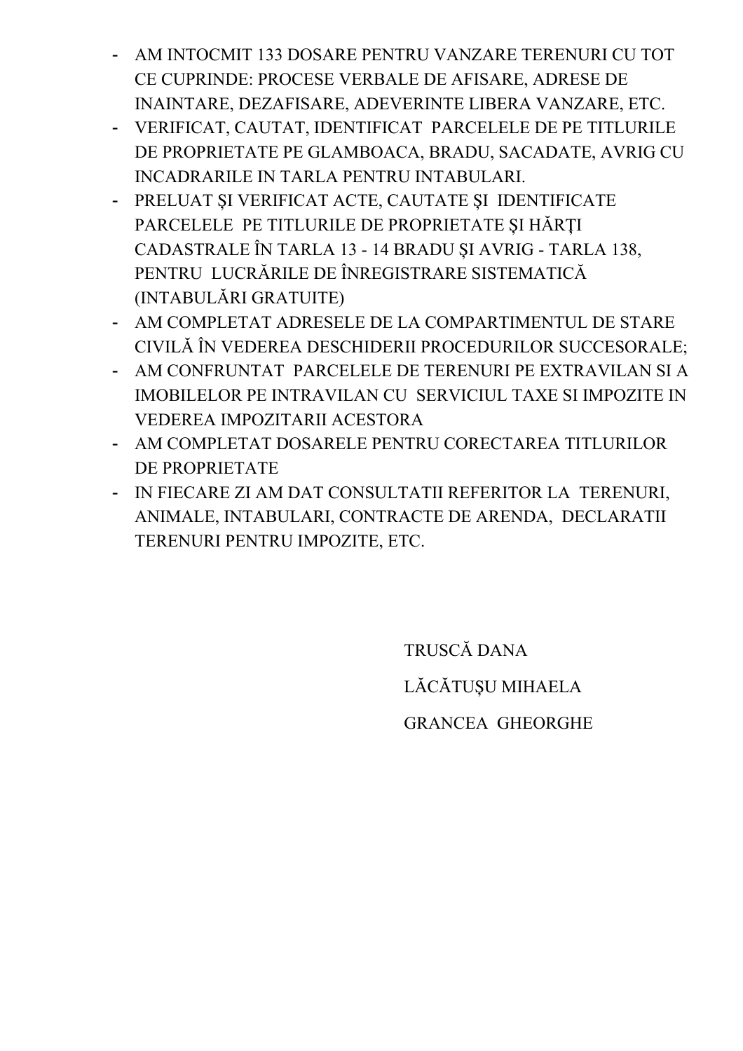- AM INTOCMIT 133 DOSARE PENTRU VANZARE TERENURI CU TOT CE CUPRINDE: PROCESE VERBALE DE AFISARE, ADRESE DE INAINTARE, DEZAFISARE, ADEVERINTE LIBERA VANZARE, ETC.
- VERIFICAT, CAUTAT, IDENTIFICAT PARCELELE DE PE TITLURILE DE PROPRIETATE PE GLAMBOACA, BRADU, SACADATE, AVRIG CU INCADRARILE IN TARLA PENTRU INTABULARI.
- PRELUAT ŞI VERIFICAT ACTE, CAUTATE ŞI IDENTIFICATE PARCELELE PE TITLURILE DE PROPRIETATE ŞI HĂRŢI CADASTRALE ÎN TARLA 13 - 14 BRADU ŞI AVRIG - TARLA 138, PENTRU LUCRĂRILE DE ÎNREGISTRARE SISTEMATICĂ (INTABULĂRI GRATUITE)
- AM COMPLETAT ADRESELE DE LA COMPARTIMENTUL DE STARE CIVILĂ ÎN VEDEREA DESCHIDERII PROCEDURILOR SUCCESORALE;
- AM CONFRUNTAT PARCELELE DE TERENURI PE EXTRAVILAN SI A IMOBILELOR PE INTRAVILAN CU SERVICIUL TAXE SI IMPOZITE IN VEDEREA IMPOZITARII ACESTORA
- AM COMPLETAT DOSARELE PENTRU CORECTAREA TITLURILOR DE PROPRIETATE
- IN FIECARE ZI AM DAT CONSULTATII REFERITOR LA TERENURI, ANIMALE, INTABULARI, CONTRACTE DE ARENDA, DECLARATII TERENURI PENTRU IMPOZITE, ETC.

TRUSCĂ DANA

LĂCĂTUŞU MIHAELA

GRANCEA GHEORGHE